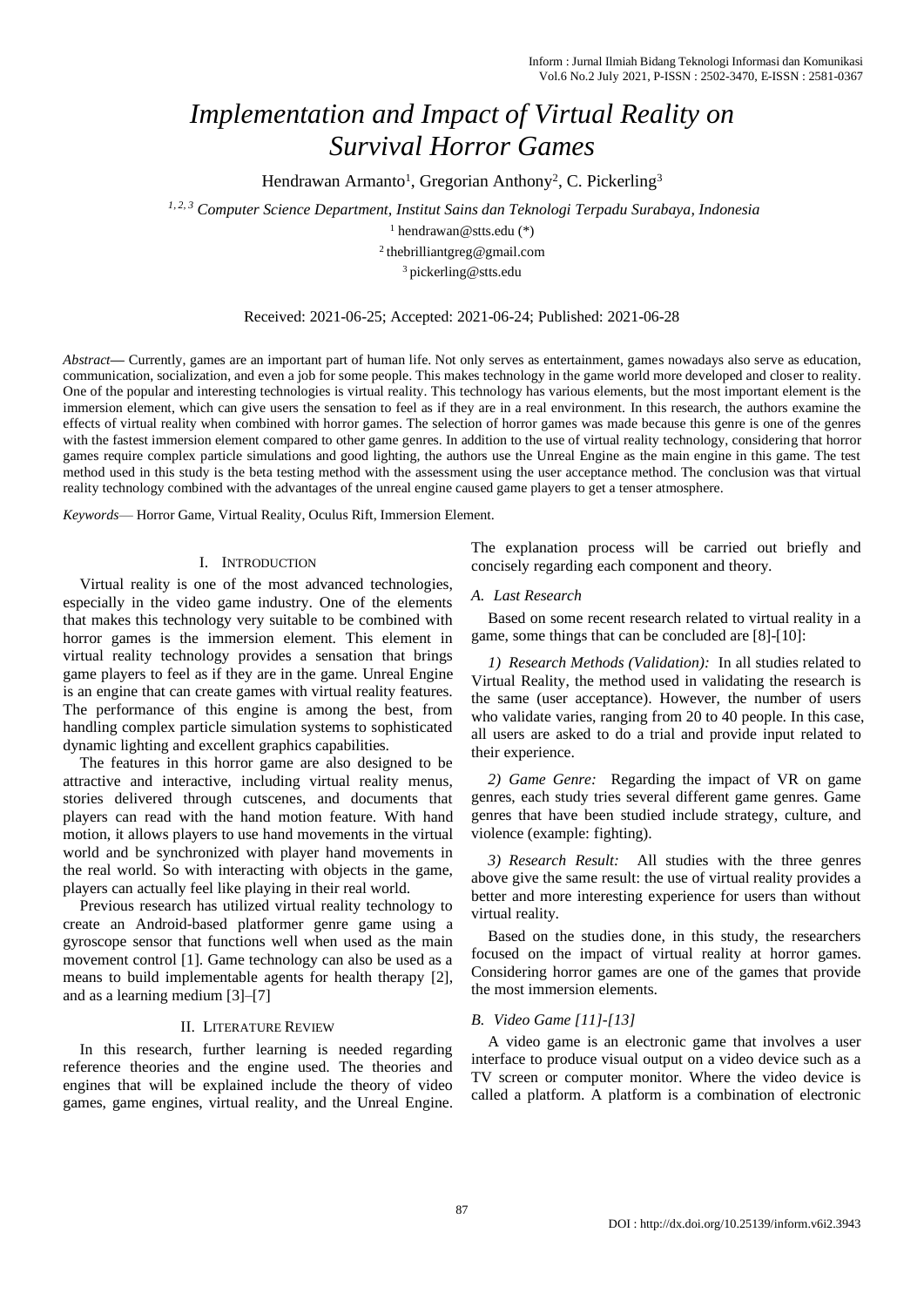# Implementation and Impact of Virtual Reality on Survival Horror Games

Hendrawan Armanto[1], Gregorian Anthony[2], C. Pickerling[3]

[1, 2, 3] *Computer Science Department, Institut Sains dan Teknologi Terpadu Surabaya, Indonesia*

[1] hendrawan@stts.edu (*)

[2] thebrilliantgreg@gmail.com

[3] pickerling@stts.edu

Received: 2021-06-25; Accepted: 2021-06-24; Published: 2021-06-28

*Abstract*— Currently, games are an important part of human life. Not only serves as entertainment, games nowadays also serve as education, communication, socialization, and even a job for some people. This makes technology in the game world more developed and closer to reality. One of the popular and interesting technologies is virtual reality. This technology has various elements, but the most important element is the immersion element, which can give users the sensation to feel as if they are in a real environment. In this research, the authors examine the effects of virtual reality when combined with horror games. The selection of horror games was made because this genre is one of the genres with the fastest immersion element compared to other game genres. In addition to the use of virtual reality technology, considering that horror games require complex particle simulations and good lighting, the authors use the Unreal Engine as the main engine in this game. The test method used in this study is the beta testing method with the assessment using the user acceptance method. The conclusion was that virtual reality technology combined with the advantages of the unreal engine caused game players to get a tenser atmosphere.

*Keywords*— Horror Game, Virtual Reality, Oculus Rift, Immersion Element.

## I. Introduction

Virtual reality is one of the most advanced technologies, especially in the video game industry. One of the elements that makes this technology very suitable to be combined with horror games is the immersion element. This element in virtual reality technology provides a sensation that brings game players to feel as if they are in the game. Unreal Engine is an engine that can create games with virtual reality features. The performance of this engine is among the best, from handling complex particle simulation systems to sophisticated dynamic lighting and excellent graphics capabilities.

The features in this horror game are also designed to be attractive and interactive, including virtual reality menus, stories delivered through cutscenes, and documents that players can read with the hand motion feature. With hand motion, it allows players to use hand movements in the virtual world and be synchronized with player hand movements in the real world. So with interacting with objects in the game, players can actually feel like playing in their real world.

Previous research has utilized virtual reality technology to create an Android-based platformer genre game using a gyroscope sensor that functions well when used as the main movement control [1]. Game technology can also be used as a means to build implementable agents for health therapy [2], and as a learning medium [3]–[7]

## II. Literature Review

In this research, further learning is needed regarding reference theories and the engine used. The theories and engines that will be explained include the theory of video games, game engines, virtual reality, and the Unreal Engine. The explanation process will be carried out briefly and concisely regarding each component and theory.

### A. Last Research

Based on some recent research related to virtual reality in a game, some things that can be concluded are [8]-[10]:

*1) Research Methods (Validation):* In all studies related to Virtual Reality, the method used in validating the research is the same (user acceptance). However, the number of users who validate varies, ranging from 20 to 40 people. In this case, all users are asked to do a trial and provide input related to their experience.

*2) Game Genre:* Regarding the impact of VR on game genres, each study tries several different game genres. Game genres that have been studied include strategy, culture, and violence (example: fighting).

*3) Research Result:* All studies with the three genres above give the same result: the use of virtual reality provides a better and more interesting experience for users than without virtual reality.

Based on the studies done, in this study, the researchers focused on the impact of virtual reality at horror games. Considering horror games are one of the games that provide the most immersion elements.

### B. Video Game [11]-[13]

A video game is an electronic game that involves a user interface to produce visual output on a video device such as a TV screen or computer monitor. Where the video device is called a platform. A platform is a combination of electronic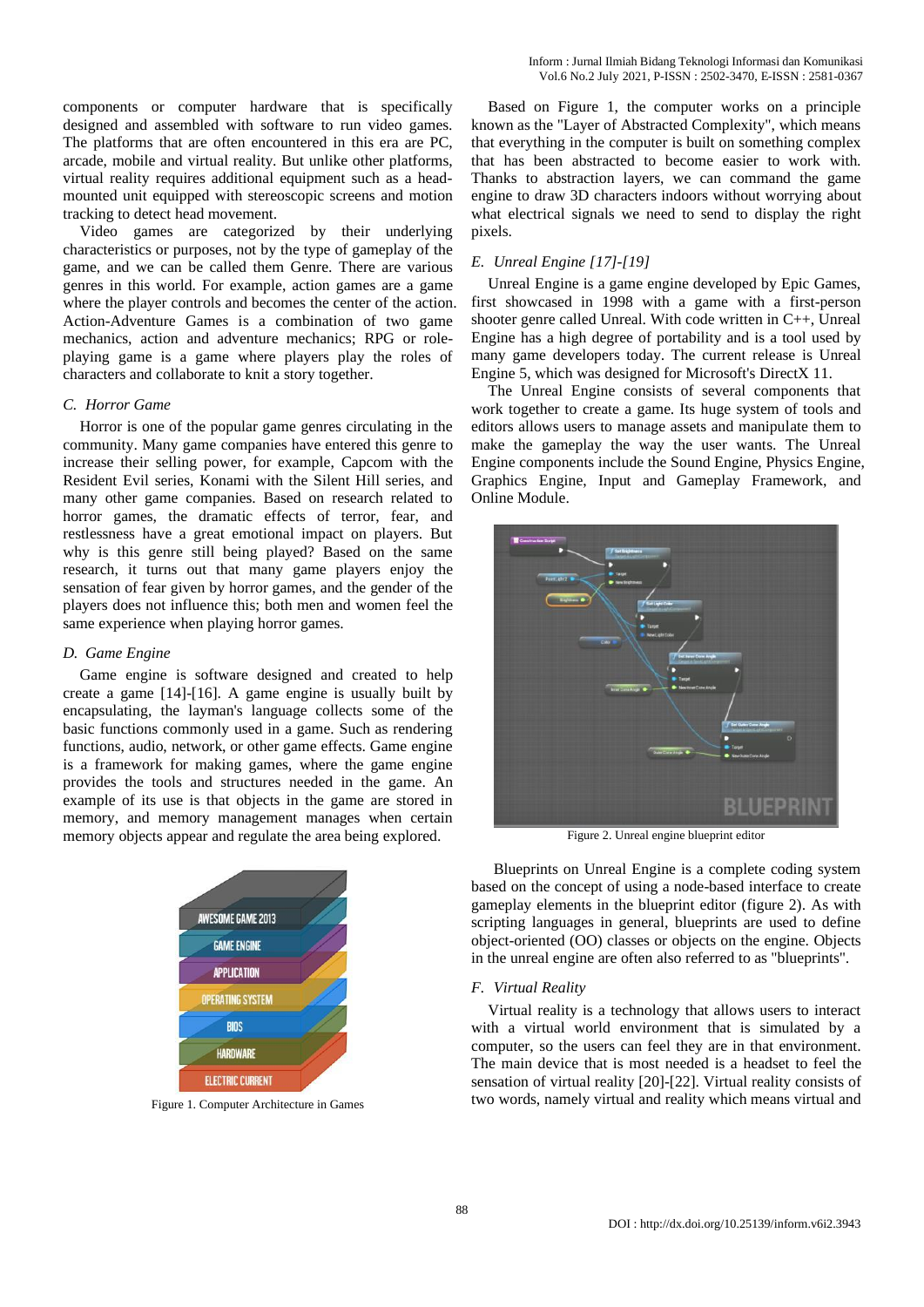components or computer hardware that is specifically designed and assembled with software to run video games. The platforms that are often encountered in this era are PC, arcade, mobile and virtual reality. But unlike other platforms, virtual reality requires additional equipment such as a head-mounted unit equipped with stereoscopic screens and motion tracking to detect head movement.

Video games are categorized by their underlying characteristics or purposes, not by the type of gameplay of the game, and we can be called them Genre. There are various genres in this world. For example, action games are a game where the player controls and becomes the center of the action. Action-Adventure Games is a combination of two game mechanics, action and adventure mechanics; RPG or role-playing game is a game where players play the roles of characters and collaborate to knit a story together.

### C. Horror Game

Horror is one of the popular game genres circulating in the community. Many game companies have entered this genre to increase their selling power, for example, Capcom with the Resident Evil series, Konami with the Silent Hill series, and many other game companies. Based on research related to horror games, the dramatic effects of terror, fear, and restlessness have a great emotional impact on players. But why is this genre still being played? Based on the same research, it turns out that many game players enjoy the sensation of fear given by horror games, and the gender of the players does not influence this; both men and women feel the same experience when playing horror games.

### D. Game Engine

Game engine is software designed and created to help create a game [14]-[16]. A game engine is usually built by encapsulating, the layman's language collects some of the basic functions commonly used in a game. Such as rendering functions, audio, network, or other game effects. Game engine is a framework for making games, where the game engine provides the tools and structures needed in the game. An example of its use is that objects in the game are stored in memory, and memory management manages when certain memory objects appear and regulate the area being explored.

Figure 1. Computer Architecture in Games

Based on Figure 1, the computer works on a principle known as the "Layer of Abstracted Complexity", which means that everything in the computer is built on something complex that has been abstracted to become easier to work with. Thanks to abstraction layers, we can command the game engine to draw 3D characters indoors without worrying about what electrical signals we need to send to display the right pixels.

### E. Unreal Engine [17]-[19]

Unreal Engine is a game engine developed by Epic Games, first showcased in 1998 with a game with a first-person shooter genre called Unreal. With code written in C++, Unreal Engine has a high degree of portability and is a tool used by many game developers today. The current release is Unreal Engine 5, which was designed for Microsoft's DirectX 11.

The Unreal Engine consists of several components that work together to create a game. Its huge system of tools and editors allows users to manage assets and manipulate them to make the gameplay the way the user wants. The Unreal Engine components include the Sound Engine, Physics Engine, Graphics Engine, Input and Gameplay Framework, and Online Module.

Figure 2. Unreal engine blueprint editor

Blueprints on Unreal Engine is a complete coding system based on the concept of using a node-based interface to create gameplay elements in the blueprint editor (figure 2). As with scripting languages in general, blueprints are used to define object-oriented (OO) classes or objects on the engine. Objects in the unreal engine are often also referred to as "blueprints".

### F. Virtual Reality

Virtual reality is a technology that allows users to interact with a virtual world environment that is simulated by a computer, so the users can feel they are in that environment. The main device that is most needed is a headset to feel the sensation of virtual reality [20]-[22]. Virtual reality consists of two words, namely virtual and reality which means virtual and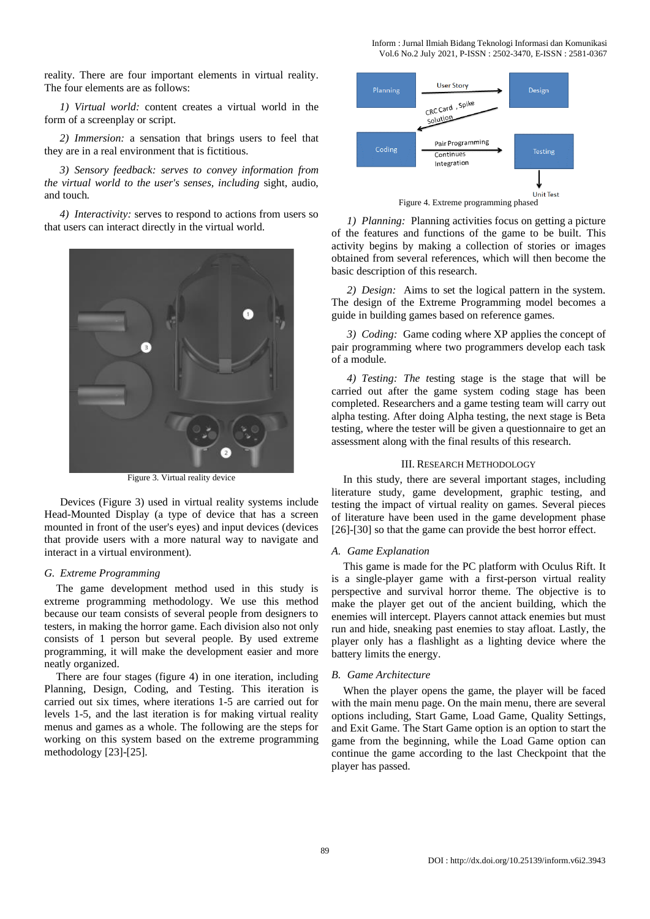reality. There are four important elements in virtual reality. The four elements are as follows:

*1) Virtual world:* content creates a virtual world in the form of a screenplay or script.

*2) Immersion:* a sensation that brings users to feel that they are in a real environment that is fictitious.

*3) Sensory feedback: serves to convey information from the virtual world to the user's senses, including* sight, audio, and touch.

*4) Interactivity:* serves to respond to actions from users so that users can interact directly in the virtual world.

Figure 3. Virtual reality device

Devices (Figure 3) used in virtual reality systems include Head-Mounted Display (a type of device that has a screen mounted in front of the user's eyes) and input devices (devices that provide users with a more natural way to navigate and interact in a virtual environment).

### *G. Extreme Programming*

The game development method used in this study is extreme programming methodology. We use this method because our team consists of several people from designers to testers, in making the horror game. Each division also not only consists of 1 person but several people. By used extreme programming, it will make the development easier and more neatly organized.

There are four stages (figure 4) in one iteration, including Planning, Design, Coding, and Testing. This iteration is carried out six times, where iterations 1-5 are carried out for levels 1-5, and the last iteration is for making virtual reality menus and games as a whole. The following are the steps for working on this system based on the extreme programming methodology [23]-[25].

Figure 4. Extreme programming phased

*1) Planning:* Planning activities focus on getting a picture of the features and functions of the game to be built. This activity begins by making a collection of stories or images obtained from several references, which will then become the basic description of this research.

*2) Design:* Aims to set the logical pattern in the system. The design of the Extreme Programming model becomes a guide in building games based on reference games.

*3) Coding:* Game coding where XP applies the concept of pair programming where two programmers develop each task of a module.

*4) Testing: The* testing stage is the stage that will be carried out after the game system coding stage has been completed. Researchers and a game testing team will carry out alpha testing. After doing Alpha testing, the next stage is Beta testing, where the tester will be given a questionnaire to get an assessment along with the final results of this research.

## III. Research Methodology

In this study, there are several important stages, including literature study, game development, graphic testing, and testing the impact of virtual reality on games. Several pieces of literature have been used in the game development phase [26]-[30] so that the game can provide the best horror effect.

### *A. Game Explanation*

This game is made for the PC platform with Oculus Rift. It is a single-player game with a first-person virtual reality perspective and survival horror theme. The objective is to make the player get out of the ancient building, which the enemies will intercept. Players cannot attack enemies but must run and hide, sneaking past enemies to stay afloat. Lastly, the player only has a flashlight as a lighting device where the battery limits the energy.

### *B. Game Architecture*

When the player opens the game, the player will be faced with the main menu page. On the main menu, there are several options including, Start Game, Load Game, Quality Settings, and Exit Game. The Start Game option is an option to start the game from the beginning, while the Load Game option can continue the game according to the last Checkpoint that the player has passed.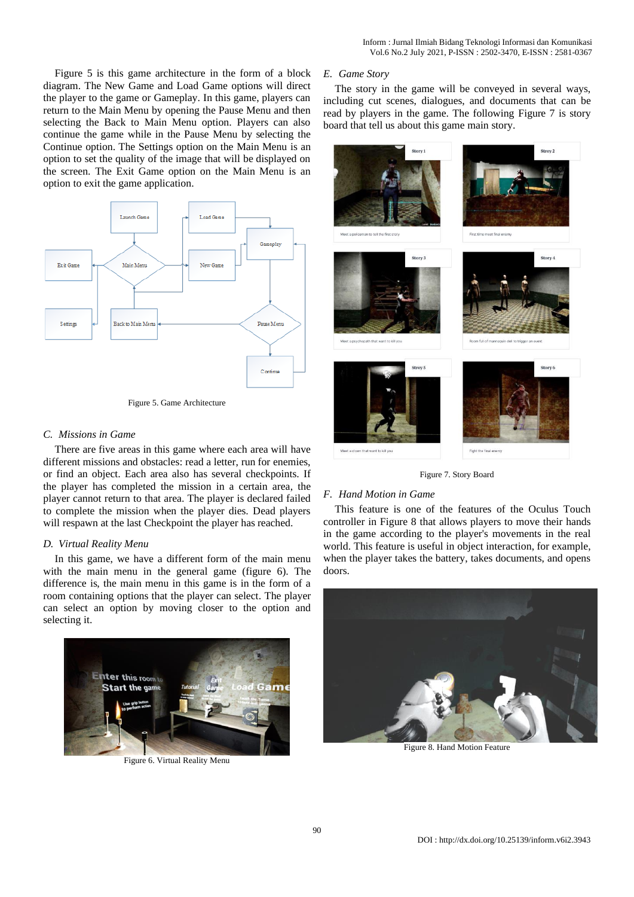Figure 5 is this game architecture in the form of a block diagram. The New Game and Load Game options will direct the player to the game or Gameplay. In this game, players can return to the Main Menu by opening the Pause Menu and then selecting the Back to Main Menu option. Players can also continue the game while in the Pause Menu by selecting the Continue option. The Settings option on the Main Menu is an option to set the quality of the image that will be displayed on the screen. The Exit Game option on the Main Menu is an option to exit the game application.

Figure 5. Game Architecture

### *C. Missions in Game*

There are five areas in this game where each area will have different missions and obstacles: read a letter, run for enemies, or find an object. Each area also has several checkpoints. If the player has completed the mission in a certain area, the player cannot return to that area. The player is declared failed to complete the mission when the player dies. Dead players will respawn at the last Checkpoint the player has reached.

### *D. Virtual Reality Menu*

In this game, we have a different form of the main menu with the main menu in the general game (figure 6). The difference is, the main menu in this game is in the form of a room containing options that the player can select. The player can select an option by moving closer to the option and selecting it.

Figure 6. Virtual Reality Menu

### *E. Game Story*

The story in the game will be conveyed in several ways, including cut scenes, dialogues, and documents that can be read by players in the game. The following Figure 7 is story board that tell us about this game main story.

Figure 7. Story Board

### *F. Hand Motion in Game*

This feature is one of the features of the Oculus Touch controller in Figure 8 that allows players to move their hands in the game according to the player's movements in the real world. This feature is useful in object interaction, for example, when the player takes the battery, takes documents, and opens doors.

Figure 8. Hand Motion Feature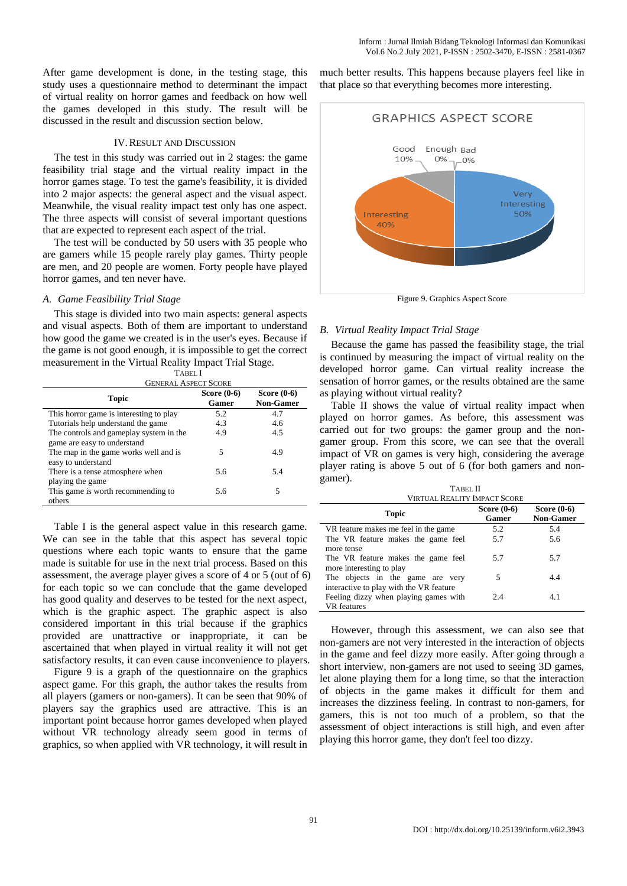After game development is done, in the testing stage, this study uses a questionnaire method to determinant the impact of virtual reality on horror games and feedback on how well the games developed in this study. The result will be discussed in the result and discussion section below.

## IV. Result and Discussion

The test in this study was carried out in 2 stages: the game feasibility trial stage and the virtual reality impact in the horror games stage. To test the game's feasibility, it is divided into 2 major aspects: the general aspect and the visual aspect. Meanwhile, the visual reality impact test only has one aspect. The three aspects will consist of several important questions that are expected to represent each aspect of the trial.

The test will be conducted by 50 users with 35 people who are gamers while 15 people rarely play games. Thirty people are men, and 20 people are women. Forty people have played horror games, and ten never have.

### *A. Game Feasibility Trial Stage*

This stage is divided into two main aspects: general aspects and visual aspects. Both of them are important to understand how good the game we created is in the user's eyes. Because if the game is not good enough, it is impossible to get the correct measurement in the Virtual Reality Impact Trial Stage.

Tabel I
General Aspect Score

| Topic | Score (0-6) Gamer | Score (0-6) Non-Gamer |
|---|---|---|
| This horror game is interesting to play | 5.2 | 4.7 |
| Tutorials help understand the game | 4.3 | 4.6 |
| The controls and gameplay system in the game are easy to understand | 4.9 | 4.5 |
| The map in the game works well and is easy to understand | 5 | 4.9 |
| There is a tense atmosphere when playing the game | 5.6 | 5.4 |
| This game is worth recommending to others | 5.6 | 5 |

Table I is the general aspect value in this research game. We can see in the table that this aspect has several topic questions where each topic wants to ensure that the game made is suitable for use in the next trial process. Based on this assessment, the average player gives a score of 4 or 5 (out of 6) for each topic so we can conclude that the game developed has good quality and deserves to be tested for the next aspect, which is the graphic aspect. The graphic aspect is also considered important in this trial because if the graphics provided are unattractive or inappropriate, it can be ascertained that when played in virtual reality it will not get satisfactory results, it can even cause inconvenience to players.

Figure 9 is a graph of the questionnaire on the graphics aspect game. For this graph, the author takes the results from all players (gamers or non-gamers). It can be seen that 90% of players say the graphics used are attractive. This is an important point because horror games developed when played without VR technology already seem good in terms of graphics, so when applied with VR technology, it will result in much better results. This happens because players feel like in that place so that everything becomes more interesting.

Figure 9. Graphics Aspect Score

### *B. Virtual Reality Impact Trial Stage*

Because the game has passed the feasibility stage, the trial is continued by measuring the impact of virtual reality on the developed horror game. Can virtual reality increase the sensation of horror games, or the results obtained are the same as playing without virtual reality?

Table II shows the value of virtual reality impact when played on horror games. As before, this assessment was carried out for two groups: the gamer group and the non-gamer group. From this score, we can see that the overall impact of VR on games is very high, considering the average player rating is above 5 out of 6 (for both gamers and non-gamer).

Tabel II
Virtual Reality Impact Score

| Topic | Score (0-6) Gamer | Score (0-6) Non-Gamer |
|---|---|---|
| VR feature makes me feel in the game | 5.2 | 5.4 |
| The VR feature makes the game feel more tense | 5.7 | 5.6 |
| The VR feature makes the game feel more interesting to play | 5.7 | 5.7 |
| The objects in the game are very interactive to play with the VR feature | 5 | 4.4 |
| Feeling dizzy when playing games with VR features | 2.4 | 4.1 |

However, through this assessment, we can also see that non-gamers are not very interested in the interaction of objects in the game and feel dizzy more easily. After going through a short interview, non-gamers are not used to seeing 3D games, let alone playing them for a long time, so that the interaction of objects in the game makes it difficult for them and increases the dizziness feeling. In contrast to non-gamers, for gamers, this is not too much of a problem, so that the assessment of object interactions is still high, and even after playing this horror game, they don't feel too dizzy.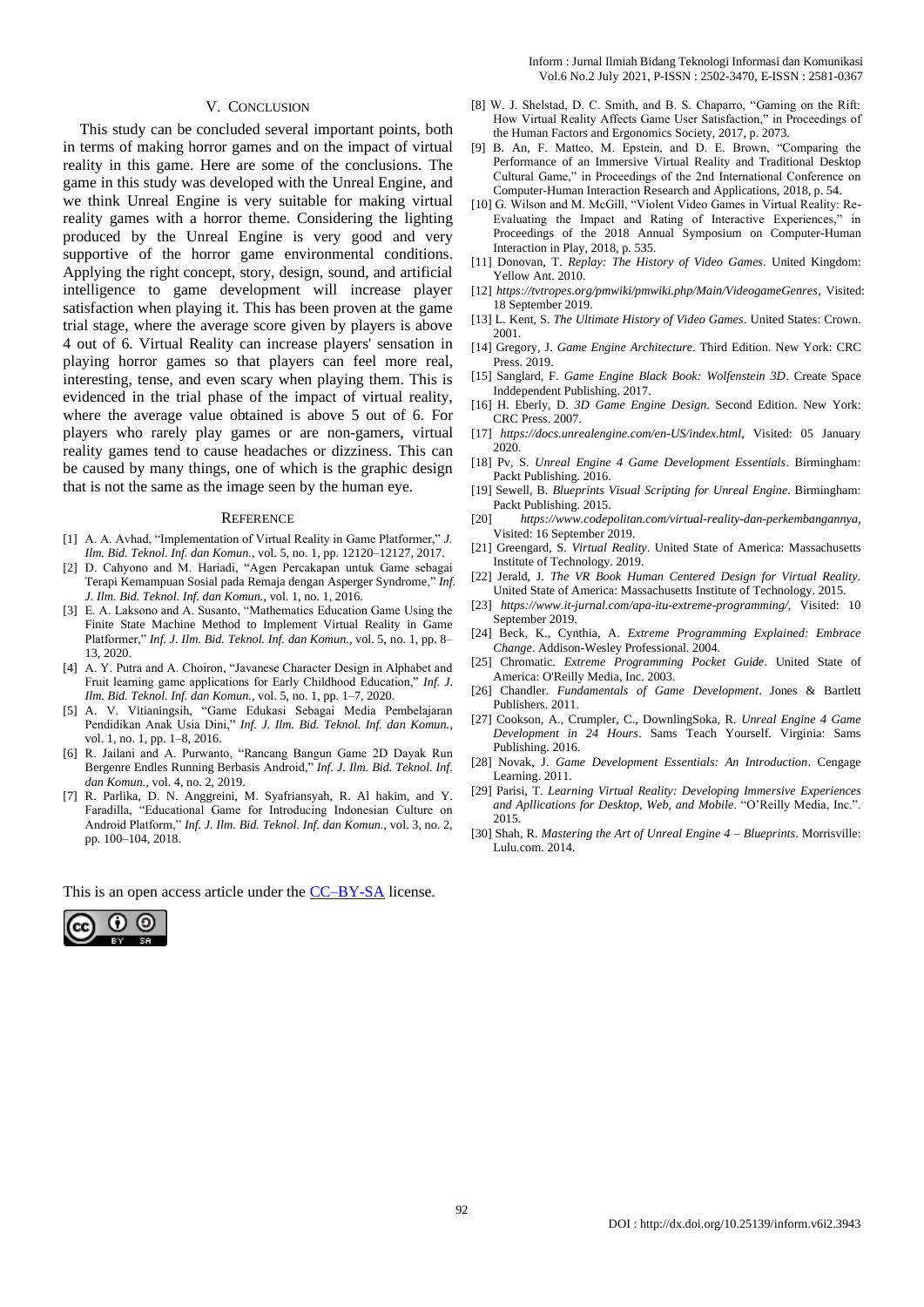## V. CONCLUSION

This study can be concluded several important points, both in terms of making horror games and on the impact of virtual reality in this game. Here are some of the conclusions. The game in this study was developed with the Unreal Engine, and we think Unreal Engine is very suitable for making virtual reality games with a horror theme. Considering the lighting produced by the Unreal Engine is very good and very supportive of the horror game environmental conditions. Applying the right concept, story, design, sound, and artificial intelligence to game development will increase player satisfaction when playing it. This has been proven at the game trial stage, where the average score given by players is above 4 out of 6. Virtual Reality can increase players' sensation in playing horror games so that players can feel more real, interesting, tense, and even scary when playing them. This is evidenced in the trial phase of the impact of virtual reality, where the average value obtained is above 5 out of 6. For players who rarely play games or are non-gamers, virtual reality games tend to cause headaches or dizziness. This can be caused by many things, one of which is the graphic design that is not the same as the image seen by the human eye.

## REFERENCE

[1] A. A. Avhad, "Implementation of Virtual Reality in Game Platformer," *J. Ilm. Bid. Teknol. Inf. dan Komun.*, vol. 5, no. 1, pp. 12120–12127, 2017.

[2] D. Cahyono and M. Hariadi, "Agen Percakapan untuk Game sebagai Terapi Kemampuan Sosial pada Remaja dengan Asperger Syndrome," *Inf. J. Ilm. Bid. Teknol. Inf. dan Komun.*, vol. 1, no. 1, 2016.

[3] E. A. Laksono and A. Susanto, "Mathematics Education Game Using the Finite State Machine Method to Implement Virtual Reality in Game Platformer," *Inf. J. Ilm. Bid. Teknol. Inf. dan Komun.*, vol. 5, no. 1, pp. 8–13, 2020.

[4] A. Y. Putra and A. Choiron, "Javanese Character Design in Alphabet and Fruit learning game applications for Early Childhood Education," *Inf. J. Ilm. Bid. Teknol. Inf. dan Komun.*, vol. 5, no. 1, pp. 1–7, 2020.

[5] A. V. Vitianingsih, "Game Edukasi Sebagai Media Pembelajaran Pendidikan Anak Usia Dini," *Inf. J. Ilm. Bid. Teknol. Inf. dan Komun.*, vol. 1, no. 1, pp. 1–8, 2016.

[6] R. Jailani and A. Purwanto, "Rancang Bangun Game 2D Dayak Run Bergenre Endles Running Berbasis Android," *Inf. J. Ilm. Bid. Teknol. Inf. dan Komun.*, vol. 4, no. 2, 2019.

[7] R. Parlika, D. N. Anggreini, M. Syafriansyah, R. Al hakim, and Y. Faradilla, "Educational Game for Introducing Indonesian Culture on Android Platform," *Inf. J. Ilm. Bid. Teknol. Inf. dan Komun.*, vol. 3, no. 2, pp. 100–104, 2018.

[8] W. J. Shelstad, D. C. Smith, and B. S. Chaparro, "Gaming on the Rift: How Virtual Reality Affects Game User Satisfaction," in Proceedings of the Human Factors and Ergonomics Society, 2017, p. 2073.

[9] B. An, F. Matteo, M. Epstein, and D. E. Brown, "Comparing the Performance of an Immersive Virtual Reality and Traditional Desktop Cultural Game," in Proceedings of the 2nd International Conference on Computer-Human Interaction Research and Applications, 2018, p. 54.

[10] G. Wilson and M. McGill, "Violent Video Games in Virtual Reality: Re-Evaluating the Impact and Rating of Interactive Experiences," in Proceedings of the 2018 Annual Symposium on Computer-Human Interaction in Play, 2018, p. 535.

[11] Donovan, T. *Replay: The History of Video Games*. United Kingdom: Yellow Ant. 2010.

[12] *https://tvtropes.org/pmwiki/pmwiki.php/Main/VideogameGenres*, Visited: 18 September 2019.

[13] L. Kent, S. *The Ultimate History of Video Games*. United States: Crown. 2001.

[14] Gregory, J. *Game Engine Architecture*. Third Edition. New York: CRC Press. 2019.

[15] Sanglard, F. *Game Engine Black Book: Wolfenstein 3D*. Create Space Inddependent Publishing. 2017.

[16] H. Eberly, D. *3D Game Engine Design*. Second Edition. New York: CRC Press. 2007.

[17] *https://docs.unrealengine.com/en-US/index.html*, Visited: 05 January 2020.

[18] Pv, S. *Unreal Engine 4 Game Development Essentials*. Birmingham: Packt Publishing. 2016.

[19] Sewell, B. *Blueprints Visual Scripting for Unreal Engine*. Birmingham: Packt Publishing. 2015.

[20] *https://www.codepolitan.com/virtual-reality-dan-perkembangannya*, Visited: 16 September 2019.

[21] Greengard, S. *Virtual Reality*. United State of America: Massachusetts Institute of Technology. 2019.

[22] Jerald, J. *The VR Book Human Centered Design for Virtual Reality*. United State of America: Massachusetts Institute of Technology. 2015.

[23] *https://www.it-jurnal.com/apa-itu-extreme-programming/*, Visited: 10 September 2019.

[24] Beck, K., Cynthia, A. *Extreme Programming Explained: Embrace Change*. Addison-Wesley Professional. 2004.

[25] Chromatic. *Extreme Programming Pocket Guide*. United State of America: O'Reilly Media, Inc. 2003.

[26] Chandler. *Fundamentals of Game Development*. Jones & Bartlett Publishers. 2011.

[27] Cookson, A., Crumpler, C., DownlingSoka, R. *Unreal Engine 4 Game Development in 24 Hours*. Sams Teach Yourself. Virginia: Sams Publishing. 2016.

[28] Novak, J. *Game Development Essentials: An Introduction*. Cengage Learning. 2011.

[29] Parisi, T. *Learning Virtual Reality: Developing Immersive Experiences and Apllications for Desktop, Web, and Mobile*. "O'Reilly Media, Inc.". 2015.

[30] Shah, R. *Mastering the Art of Unreal Engine 4 – Blueprints*. Morrisville: Lulu.com. 2014.

This is an open access article under the CC–BY-SA license.